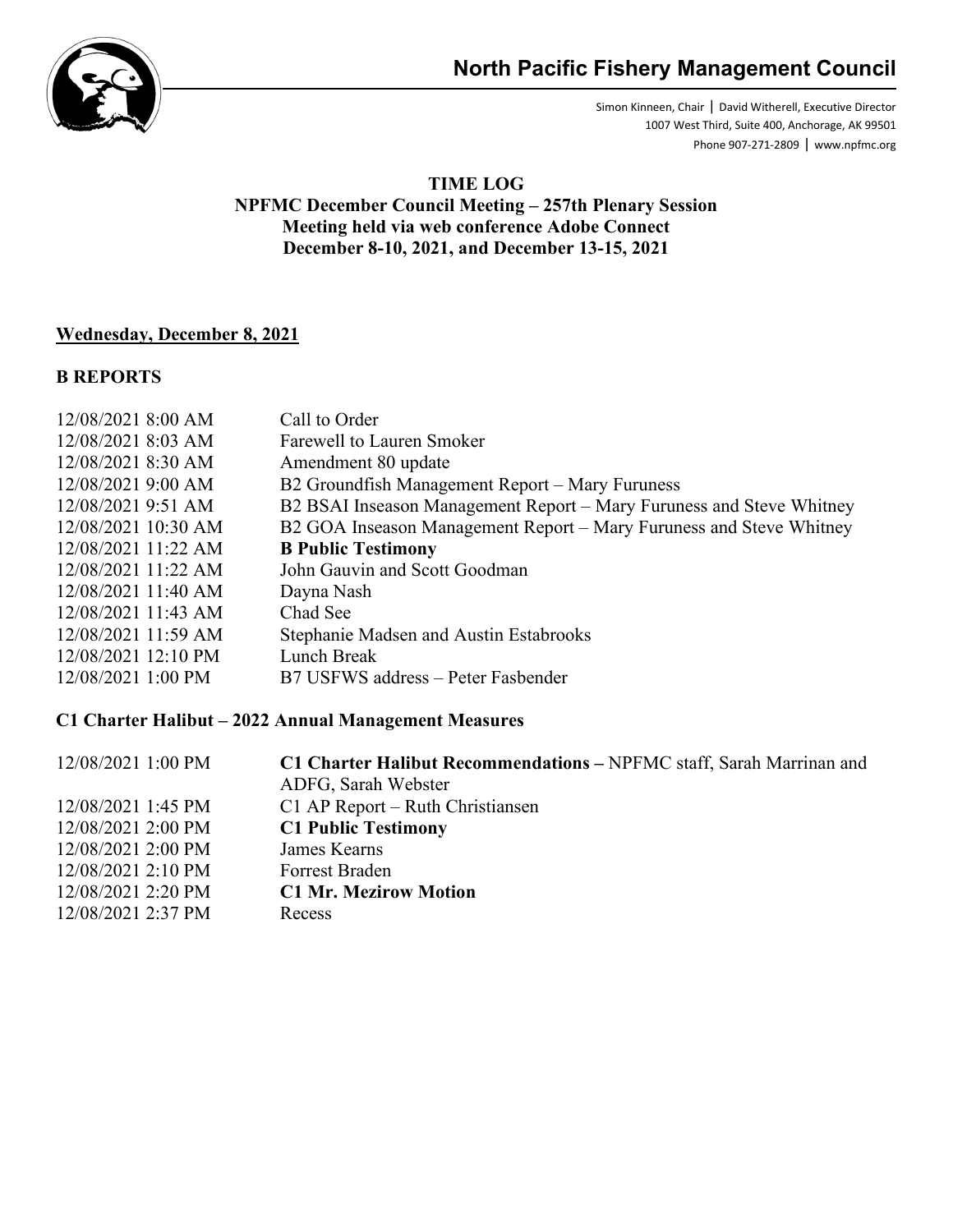# North Pacific Fishery Management Council

Simon Kinneen, Chair | David Witherell, Executive Director
1007 West Third, Suite 400, Anchorage, AK 99501
Phone 907-271-2809 | www.npfmc.org

**TIME LOG**
**NPFMC December Council Meeting – 257th Plenary Session**
**Meeting held via web conference Adobe Connect**
**December 8-10, 2021, and December 13-15, 2021**

## Wednesday, December 8, 2021

### B REPORTS

| | |
|---|---|
| 12/08/2021 8:00 AM | Call to Order |
| 12/08/2021 8:03 AM | Farewell to Lauren Smoker |
| 12/08/2021 8:30 AM | Amendment 80 update |
| 12/08/2021 9:00 AM | B2 Groundfish Management Report – Mary Furuness |
| 12/08/2021 9:51 AM | B2 BSAI Inseason Management Report – Mary Furuness and Steve Whitney |
| 12/08/2021 10:30 AM | B2 GOA Inseason Management Report – Mary Furuness and Steve Whitney |
| 12/08/2021 11:22 AM | **B Public Testimony** |
| 12/08/2021 11:22 AM | John Gauvin and Scott Goodman |
| 12/08/2021 11:40 AM | Dayna Nash |
| 12/08/2021 11:43 AM | Chad See |
| 12/08/2021 11:59 AM | Stephanie Madsen and Austin Estabrooks |
| 12/08/2021 12:10 PM | Lunch Break |
| 12/08/2021 1:00 PM | B7 USFWS address – Peter Fasbender |

### C1 Charter Halibut – 2022 Annual Management Measures

| | |
|---|---|
| 12/08/2021 1:00 PM | **C1 Charter Halibut Recommendations –** NPFMC staff, Sarah Marrinan and ADFG, Sarah Webster |
| 12/08/2021 1:45 PM | C1 AP Report – Ruth Christiansen |
| 12/08/2021 2:00 PM | **C1 Public Testimony** |
| 12/08/2021 2:00 PM | James Kearns |
| 12/08/2021 2:10 PM | Forrest Braden |
| 12/08/2021 2:20 PM | **C1 Mr. Mezirow Motion** |
| 12/08/2021 2:37 PM | Recess |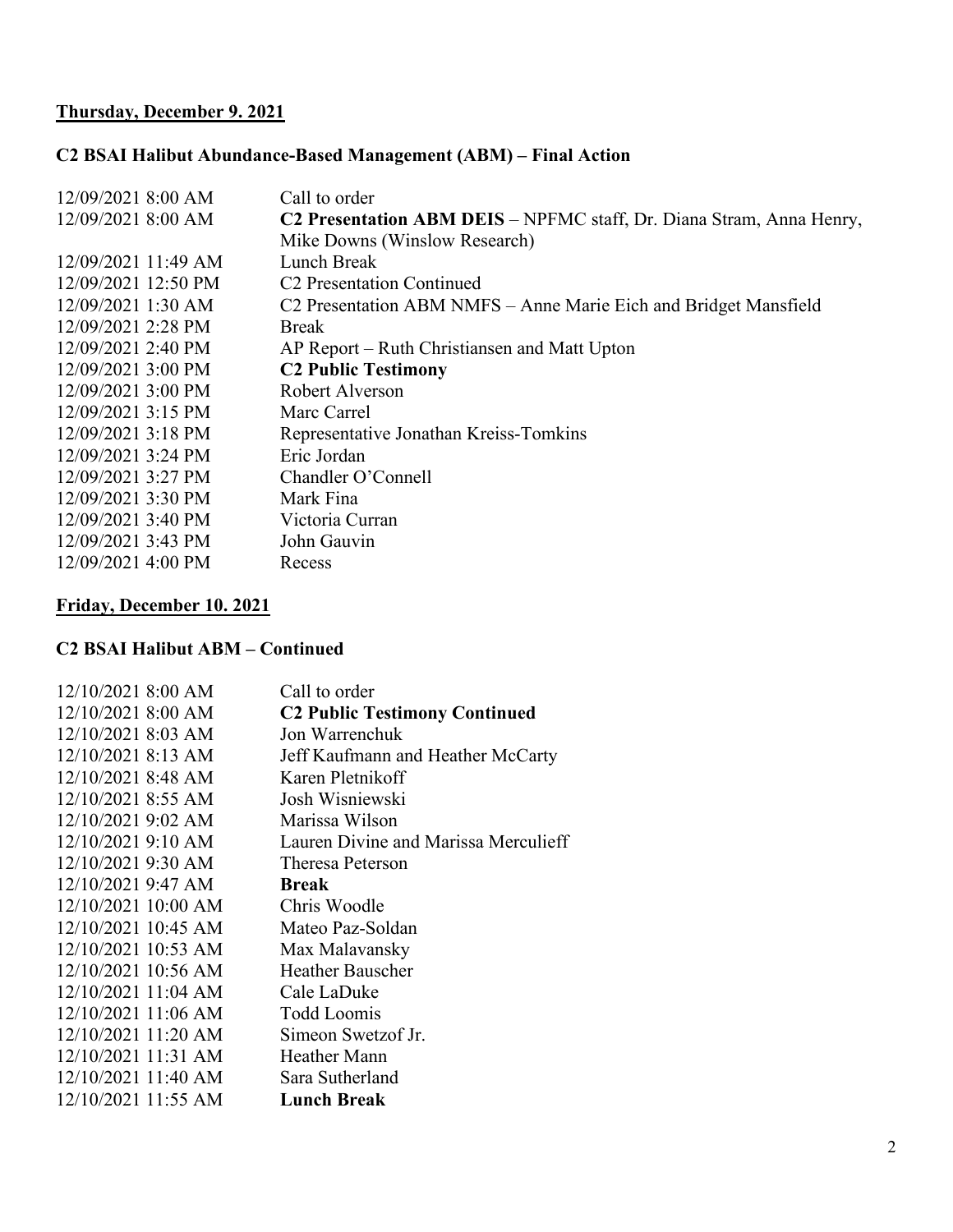## Thursday, December 9. 2021

### C2 BSAI Halibut Abundance-Based Management (ABM) – Final Action

| | |
|---|---|
| 12/09/2021 8:00 AM | Call to order |
| 12/09/2021 8:00 AM | **C2 Presentation ABM DEIS** – NPFMC staff, Dr. Diana Stram, Anna Henry, Mike Downs (Winslow Research) |
| 12/09/2021 11:49 AM | Lunch Break |
| 12/09/2021 12:50 PM | C2 Presentation Continued |
| 12/09/2021 1:30 AM | C2 Presentation ABM NMFS – Anne Marie Eich and Bridget Mansfield |
| 12/09/2021 2:28 PM | Break |
| 12/09/2021 2:40 PM | AP Report – Ruth Christiansen and Matt Upton |
| 12/09/2021 3:00 PM | **C2 Public Testimony** |
| 12/09/2021 3:00 PM | Robert Alverson |
| 12/09/2021 3:15 PM | Marc Carrel |
| 12/09/2021 3:18 PM | Representative Jonathan Kreiss-Tomkins |
| 12/09/2021 3:24 PM | Eric Jordan |
| 12/09/2021 3:27 PM | Chandler O'Connell |
| 12/09/2021 3:30 PM | Mark Fina |
| 12/09/2021 3:40 PM | Victoria Curran |
| 12/09/2021 3:43 PM | John Gauvin |
| 12/09/2021 4:00 PM | Recess |

## Friday, December 10. 2021

### C2 BSAI Halibut ABM – Continued

| | |
|---|---|
| 12/10/2021 8:00 AM | Call to order |
| 12/10/2021 8:00 AM | **C2 Public Testimony Continued** |
| 12/10/2021 8:03 AM | Jon Warrenchuk |
| 12/10/2021 8:13 AM | Jeff Kaufmann and Heather McCarty |
| 12/10/2021 8:48 AM | Karen Pletnikoff |
| 12/10/2021 8:55 AM | Josh Wisniewski |
| 12/10/2021 9:02 AM | Marissa Wilson |
| 12/10/2021 9:10 AM | Lauren Divine and Marissa Merculieff |
| 12/10/2021 9:30 AM | Theresa Peterson |
| 12/10/2021 9:47 AM | **Break** |
| 12/10/2021 10:00 AM | Chris Woodle |
| 12/10/2021 10:45 AM | Mateo Paz-Soldan |
| 12/10/2021 10:53 AM | Max Malavansky |
| 12/10/2021 10:56 AM | Heather Bauscher |
| 12/10/2021 11:04 AM | Cale LaDuke |
| 12/10/2021 11:06 AM | Todd Loomis |
| 12/10/2021 11:20 AM | Simeon Swetzof Jr. |
| 12/10/2021 11:31 AM | Heather Mann |
| 12/10/2021 11:40 AM | Sara Sutherland |
| 12/10/2021 11:55 AM | **Lunch Break** |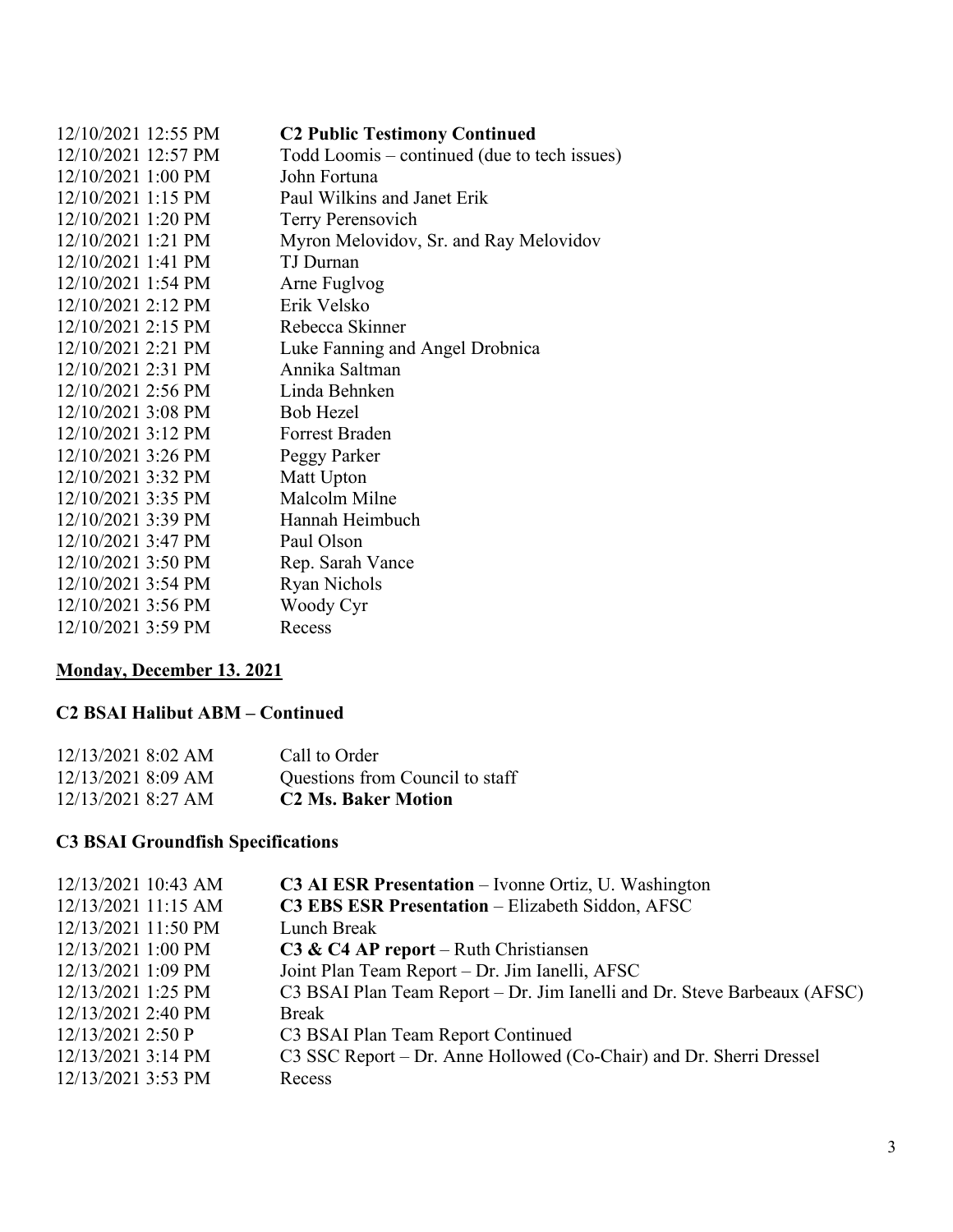| | |
|---|---|
| 12/10/2021 12:55 PM | **C2 Public Testimony Continued** |
| 12/10/2021 12:57 PM | Todd Loomis – continued (due to tech issues) |
| 12/10/2021 1:00 PM | John Fortuna |
| 12/10/2021 1:15 PM | Paul Wilkins and Janet Erik |
| 12/10/2021 1:20 PM | Terry Perensovich |
| 12/10/2021 1:21 PM | Myron Melovidov, Sr. and Ray Melovidov |
| 12/10/2021 1:41 PM | TJ Durnan |
| 12/10/2021 1:54 PM | Arne Fuglvog |
| 12/10/2021 2:12 PM | Erik Velsko |
| 12/10/2021 2:15 PM | Rebecca Skinner |
| 12/10/2021 2:21 PM | Luke Fanning and Angel Drobnica |
| 12/10/2021 2:31 PM | Annika Saltman |
| 12/10/2021 2:56 PM | Linda Behnken |
| 12/10/2021 3:08 PM | Bob Hezel |
| 12/10/2021 3:12 PM | Forrest Braden |
| 12/10/2021 3:26 PM | Peggy Parker |
| 12/10/2021 3:32 PM | Matt Upton |
| 12/10/2021 3:35 PM | Malcolm Milne |
| 12/10/2021 3:39 PM | Hannah Heimbuch |
| 12/10/2021 3:47 PM | Paul Olson |
| 12/10/2021 3:50 PM | Rep. Sarah Vance |
| 12/10/2021 3:54 PM | Ryan Nichols |
| 12/10/2021 3:56 PM | Woody Cyr |
| 12/10/2021 3:59 PM | Recess |

## Monday, December 13. 2021

### C2 BSAI Halibut ABM – Continued

| | |
|---|---|
| 12/13/2021 8:02 AM | Call to Order |
| 12/13/2021 8:09 AM | Questions from Council to staff |
| 12/13/2021 8:27 AM | **C2 Ms. Baker Motion** |

### C3 BSAI Groundfish Specifications

| | |
|---|---|
| 12/13/2021 10:43 AM | **C3 AI ESR Presentation** – Ivonne Ortiz, U. Washington |
| 12/13/2021 11:15 AM | **C3 EBS ESR Presentation** – Elizabeth Siddon, AFSC |
| 12/13/2021 11:50 PM | Lunch Break |
| 12/13/2021 1:00 PM | **C3 & C4 AP report** – Ruth Christiansen |
| 12/13/2021 1:09 PM | Joint Plan Team Report – Dr. Jim Ianelli, AFSC |
| 12/13/2021 1:25 PM | C3 BSAI Plan Team Report – Dr. Jim Ianelli and Dr. Steve Barbeaux (AFSC) |
| 12/13/2021 2:40 PM | Break |
| 12/13/2021 2:50 P | C3 BSAI Plan Team Report Continued |
| 12/13/2021 3:14 PM | C3 SSC Report – Dr. Anne Hollowed (Co-Chair) and Dr. Sherri Dressel |
| 12/13/2021 3:53 PM | Recess |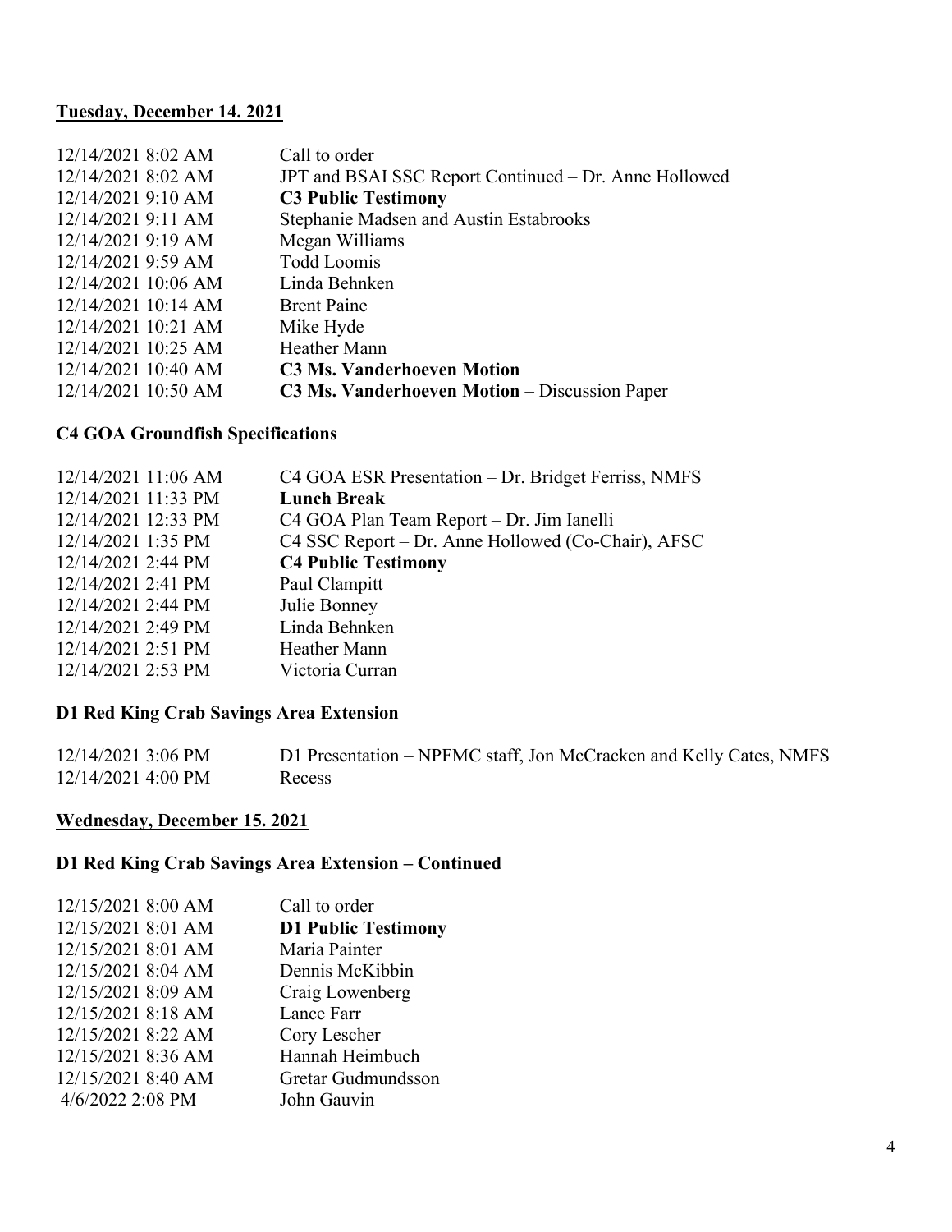## **Tuesday, December 14. 2021**

| | |
|---|---|
| 12/14/2021 8:02 AM | Call to order |
| 12/14/2021 8:02 AM | JPT and BSAI SSC Report Continued – Dr. Anne Hollowed |
| 12/14/2021 9:10 AM | **C3 Public Testimony** |
| 12/14/2021 9:11 AM | Stephanie Madsen and Austin Estabrooks |
| 12/14/2021 9:19 AM | Megan Williams |
| 12/14/2021 9:59 AM | Todd Loomis |
| 12/14/2021 10:06 AM | Linda Behnken |
| 12/14/2021 10:14 AM | Brent Paine |
| 12/14/2021 10:21 AM | Mike Hyde |
| 12/14/2021 10:25 AM | Heather Mann |
| 12/14/2021 10:40 AM | **C3 Ms. Vanderhoeven Motion** |
| 12/14/2021 10:50 AM | **C3 Ms. Vanderhoeven Motion** – Discussion Paper |

### **C4 GOA Groundfish Specifications**

| | |
|---|---|
| 12/14/2021 11:06 AM | C4 GOA ESR Presentation – Dr. Bridget Ferriss, NMFS |
| 12/14/2021 11:33 PM | **Lunch Break** |
| 12/14/2021 12:33 PM | C4 GOA Plan Team Report – Dr. Jim Ianelli |
| 12/14/2021 1:35 PM | C4 SSC Report – Dr. Anne Hollowed (Co-Chair), AFSC |
| 12/14/2021 2:44 PM | **C4 Public Testimony** |
| 12/14/2021 2:41 PM | Paul Clampitt |
| 12/14/2021 2:44 PM | Julie Bonney |
| 12/14/2021 2:49 PM | Linda Behnken |
| 12/14/2021 2:51 PM | Heather Mann |
| 12/14/2021 2:53 PM | Victoria Curran |

### **D1 Red King Crab Savings Area Extension**

| | |
|---|---|
| 12/14/2021 3:06 PM | D1 Presentation – NPFMC staff, Jon McCracken and Kelly Cates, NMFS |
| 12/14/2021 4:00 PM | Recess |

## **Wednesday, December 15. 2021**

### **D1 Red King Crab Savings Area Extension – Continued**

| | |
|---|---|
| 12/15/2021 8:00 AM | Call to order |
| 12/15/2021 8:01 AM | **D1 Public Testimony** |
| 12/15/2021 8:01 AM | Maria Painter |
| 12/15/2021 8:04 AM | Dennis McKibbin |
| 12/15/2021 8:09 AM | Craig Lowenberg |
| 12/15/2021 8:18 AM | Lance Farr |
| 12/15/2021 8:22 AM | Cory Lescher |
| 12/15/2021 8:36 AM | Hannah Heimbuch |
| 12/15/2021 8:40 AM | Gretar Gudmundsson |
| 4/6/2022 2:08 PM | John Gauvin |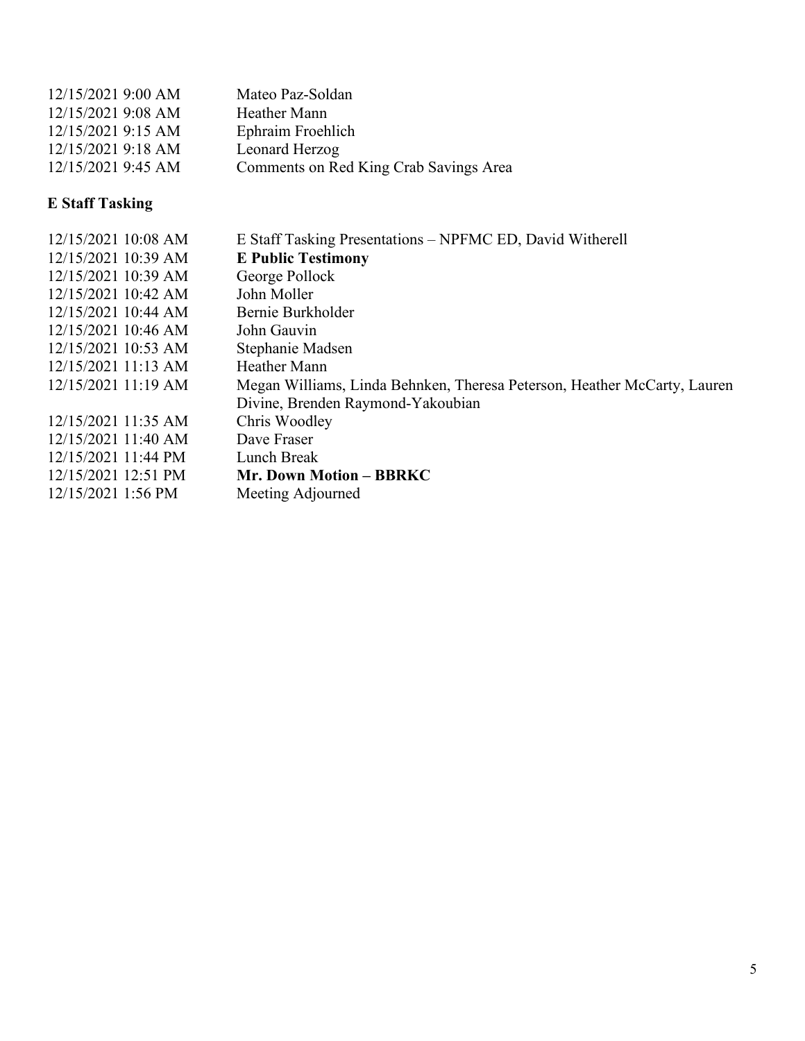| | |
|---|---|
| 12/15/2021 9:00 AM | Mateo Paz-Soldan |
| 12/15/2021 9:08 AM | Heather Mann |
| 12/15/2021 9:15 AM | Ephraim Froehlich |
| 12/15/2021 9:18 AM | Leonard Herzog |
| 12/15/2021 9:45 AM | Comments on Red King Crab Savings Area |

**E Staff Tasking**

| | |
|---|---|
| 12/15/2021 10:08 AM | E Staff Tasking Presentations – NPFMC ED, David Witherell |
| 12/15/2021 10:39 AM | **E Public Testimony** |
| 12/15/2021 10:39 AM | George Pollock |
| 12/15/2021 10:42 AM | John Moller |
| 12/15/2021 10:44 AM | Bernie Burkholder |
| 12/15/2021 10:46 AM | John Gauvin |
| 12/15/2021 10:53 AM | Stephanie Madsen |
| 12/15/2021 11:13 AM | Heather Mann |
| 12/15/2021 11:19 AM | Megan Williams, Linda Behnken, Theresa Peterson, Heather McCarty, Lauren Divine, Brenden Raymond-Yakoubian |
| 12/15/2021 11:35 AM | Chris Woodley |
| 12/15/2021 11:40 AM | Dave Fraser |
| 12/15/2021 11:44 PM | Lunch Break |
| 12/15/2021 12:51 PM | **Mr. Down Motion – BBRKC** |
| 12/15/2021 1:56 PM | Meeting Adjourned |